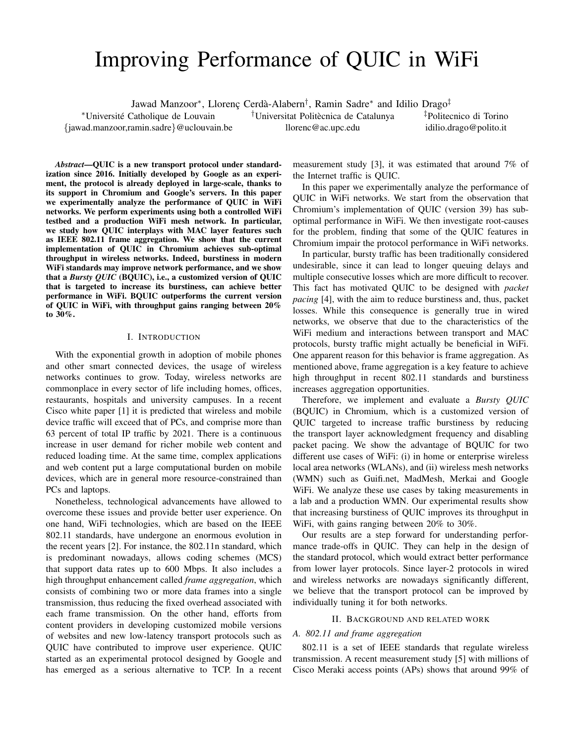# Improving Performance of QUIC in WiFi

Jawad Manzoor*, Llorenç Cerdà-Alabern†, Ramin Sadre* and Idilio Drago‡

*Université Catholique de Louvain {jawad.manzoor,ramin.sadre}@uclouvain.be

†Universitat Politècnica de Catalunya llorenc@ac.upc.edu

‡Politecnico di Torino idilio.drago@polito.it

***Abstract*—QUIC is a new transport protocol under standardization since 2016. Initially developed by Google as an experiment, the protocol is already deployed in large-scale, thanks to its support in Chromium and Google's servers. In this paper we experimentally analyze the performance of QUIC in WiFi networks. We perform experiments using both a controlled WiFi testbed and a production WiFi mesh network. In particular, we study how QUIC interplays with MAC layer features such as IEEE 802.11 frame aggregation. We show that the current implementation of QUIC in Chromium achieves sub-optimal throughput in wireless networks. Indeed, burstiness in modern WiFi standards may improve network performance, and we show that a *Bursty QUIC* (BQUIC), i.e., a customized version of QUIC that is targeted to increase its burstiness, can achieve better performance in WiFi. BQUIC outperforms the current version of QUIC in WiFi, with throughput gains ranging between 20% to 30%.**

## I. Introduction

With the exponential growth in adoption of mobile phones and other smart connected devices, the usage of wireless networks continues to grow. Today, wireless networks are commonplace in every sector of life including homes, offices, restaurants, hospitals and university campuses. In a recent Cisco white paper [1] it is predicted that wireless and mobile device traffic will exceed that of PCs, and comprise more than 63 percent of total IP traffic by 2021. There is a continuous increase in user demand for richer mobile web content and reduced loading time. At the same time, complex applications and web content put a large computational burden on mobile devices, which are in general more resource-constrained than PCs and laptops.

Nonetheless, technological advancements have allowed to overcome these issues and provide better user experience. On one hand, WiFi technologies, which are based on the IEEE 802.11 standards, have undergone an enormous evolution in the recent years [2]. For instance, the 802.11n standard, which is predominant nowadays, allows coding schemes (MCS) that support data rates up to 600 Mbps. It also includes a high throughput enhancement called *frame aggregation*, which consists of combining two or more data frames into a single transmission, thus reducing the fixed overhead associated with each frame transmission. On the other hand, efforts from content providers in developing customized mobile versions of websites and new low-latency transport protocols such as QUIC have contributed to improve user experience. QUIC started as an experimental protocol designed by Google and has emerged as a serious alternative to TCP. In a recent measurement study [3], it was estimated that around 7% of the Internet traffic is QUIC.

In this paper we experimentally analyze the performance of QUIC in WiFi networks. We start from the observation that Chromium's implementation of QUIC (version 39) has sub-optimal performance in WiFi. We then investigate root-causes for the problem, finding that some of the QUIC features in Chromium impair the protocol performance in WiFi networks.

In particular, bursty traffic has been traditionally considered undesirable, since it can lead to longer queuing delays and multiple consecutive losses which are more difficult to recover. This fact has motivated QUIC to be designed with *packet pacing* [4], with the aim to reduce burstiness and, thus, packet losses. While this consequence is generally true in wired networks, we observe that due to the characteristics of the WiFi medium and interactions between transport and MAC protocols, bursty traffic might actually be beneficial in WiFi. One apparent reason for this behavior is frame aggregation. As mentioned above, frame aggregation is a key feature to achieve high throughput in recent 802.11 standards and burstiness increases aggregation opportunities.

Therefore, we implement and evaluate a *Bursty QUIC* (BQUIC) in Chromium, which is a customized version of QUIC targeted to increase traffic burstiness by reducing the transport layer acknowledgment frequency and disabling packet pacing. We show the advantage of BQUIC for two different use cases of WiFi: (i) in home or enterprise wireless local area networks (WLANs), and (ii) wireless mesh networks (WMN) such as Guifi.net, MadMesh, Merkai and Google WiFi. We analyze these use cases by taking measurements in a lab and a production WMN. Our experimental results show that increasing burstiness of QUIC improves its throughput in WiFi, with gains ranging between 20% to 30%.

Our results are a step forward for understanding performance trade-offs in QUIC. They can help in the design of the standard protocol, which would extract better performance from lower layer protocols. Since layer-2 protocols in wired and wireless networks are nowadays significantly different, we believe that the transport protocol can be improved by individually tuning it for both networks.

## II. Background and Related Work

### A. 802.11 and frame aggregation

802.11 is a set of IEEE standards that regulate wireless transmission. A recent measurement study [5] with millions of Cisco Meraki access points (APs) shows that around 99% of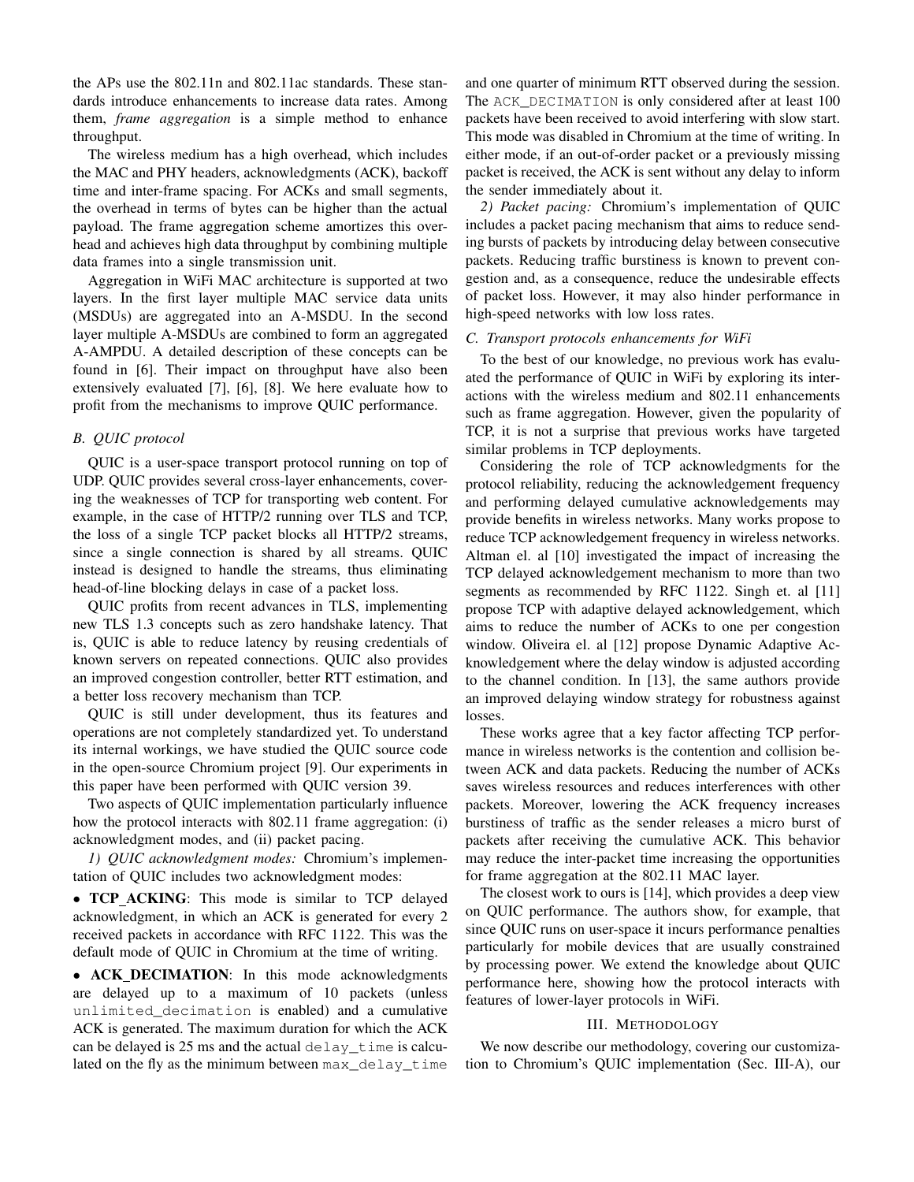the APs use the 802.11n and 802.11ac standards. These standards introduce enhancements to increase data rates. Among them, *frame aggregation* is a simple method to enhance throughput.

The wireless medium has a high overhead, which includes the MAC and PHY headers, acknowledgments (ACK), backoff time and inter-frame spacing. For ACKs and small segments, the overhead in terms of bytes can be higher than the actual payload. The frame aggregation scheme amortizes this overhead and achieves high data throughput by combining multiple data frames into a single transmission unit.

Aggregation in WiFi MAC architecture is supported at two layers. In the first layer multiple MAC service data units (MSDUs) are aggregated into an A-MSDU. In the second layer multiple A-MSDUs are combined to form an aggregated A-AMPDU. A detailed description of these concepts can be found in [6]. Their impact on throughput have also been extensively evaluated [7], [6], [8]. We here evaluate how to profit from the mechanisms to improve QUIC performance.

### B. QUIC protocol

QUIC is a user-space transport protocol running on top of UDP. QUIC provides several cross-layer enhancements, covering the weaknesses of TCP for transporting web content. For example, in the case of HTTP/2 running over TLS and TCP, the loss of a single TCP packet blocks all HTTP/2 streams, since a single connection is shared by all streams. QUIC instead is designed to handle the streams, thus eliminating head-of-line blocking delays in case of a packet loss.

QUIC profits from recent advances in TLS, implementing new TLS 1.3 concepts such as zero handshake latency. That is, QUIC is able to reduce latency by reusing credentials of known servers on repeated connections. QUIC also provides an improved congestion controller, better RTT estimation, and a better loss recovery mechanism than TCP.

QUIC is still under development, thus its features and operations are not completely standardized yet. To understand its internal workings, we have studied the QUIC source code in the open-source Chromium project [9]. Our experiments in this paper have been performed with QUIC version 39.

Two aspects of QUIC implementation particularly influence how the protocol interacts with 802.11 frame aggregation: (i) acknowledgment modes, and (ii) packet pacing.

*1) QUIC acknowledgment modes:* Chromium's implementation of QUIC includes two acknowledgment modes:

- **TCP_ACKING**: This mode is similar to TCP delayed acknowledgment, in which an ACK is generated for every 2 received packets in accordance with RFC 1122. This was the default mode of QUIC in Chromium at the time of writing.
- **ACK_DECIMATION**: In this mode acknowledgments are delayed up to a maximum of 10 packets (unless `unlimited_decimation` is enabled) and a cumulative ACK is generated. The maximum duration for which the ACK can be delayed is 25 ms and the actual `delay_time` is calculated on the fly as the minimum between `max_delay_time` and one quarter of minimum RTT observed during the session. The `ACK_DECIMATION` is only considered after at least 100 packets have been received to avoid interfering with slow start. This mode was disabled in Chromium at the time of writing. In either mode, if an out-of-order packet or a previously missing packet is received, the ACK is sent without any delay to inform the sender immediately about it.

*2) Packet pacing:* Chromium's implementation of QUIC includes a packet pacing mechanism that aims to reduce sending bursts of packets by introducing delay between consecutive packets. Reducing traffic burstiness is known to prevent congestion and, as a consequence, reduce the undesirable effects of packet loss. However, it may also hinder performance in high-speed networks with low loss rates.

### C. Transport protocols enhancements for WiFi

To the best of our knowledge, no previous work has evaluated the performance of QUIC in WiFi by exploring its interactions with the wireless medium and 802.11 enhancements such as frame aggregation. However, given the popularity of TCP, it is not a surprise that previous works have targeted similar problems in TCP deployments.

Considering the role of TCP acknowledgments for the protocol reliability, reducing the acknowledgement frequency and performing delayed cumulative acknowledgements may provide benefits in wireless networks. Many works propose to reduce TCP acknowledgement frequency in wireless networks. Altman el. al [10] investigated the impact of increasing the TCP delayed acknowledgement mechanism to more than two segments as recommended by RFC 1122. Singh et. al [11] propose TCP with adaptive delayed acknowledgement, which aims to reduce the number of ACKs to one per congestion window. Oliveira el. al [12] propose Dynamic Adaptive Acknowledgement where the delay window is adjusted according to the channel condition. In [13], the same authors provide an improved delaying window strategy for robustness against losses.

These works agree that a key factor affecting TCP performance in wireless networks is the contention and collision between ACK and data packets. Reducing the number of ACKs saves wireless resources and reduces interferences with other packets. Moreover, lowering the ACK frequency increases burstiness of traffic as the sender releases a micro burst of packets after receiving the cumulative ACK. This behavior may reduce the inter-packet time increasing the opportunities for frame aggregation at the 802.11 MAC layer.

The closest work to ours is [14], which provides a deep view on QUIC performance. The authors show, for example, that since QUIC runs on user-space it incurs performance penalties particularly for mobile devices that are usually constrained by processing power. We extend the knowledge about QUIC performance here, showing how the protocol interacts with features of lower-layer protocols in WiFi.

## III. Methodology

We now describe our methodology, covering our customization to Chromium's QUIC implementation (Sec. III-A), our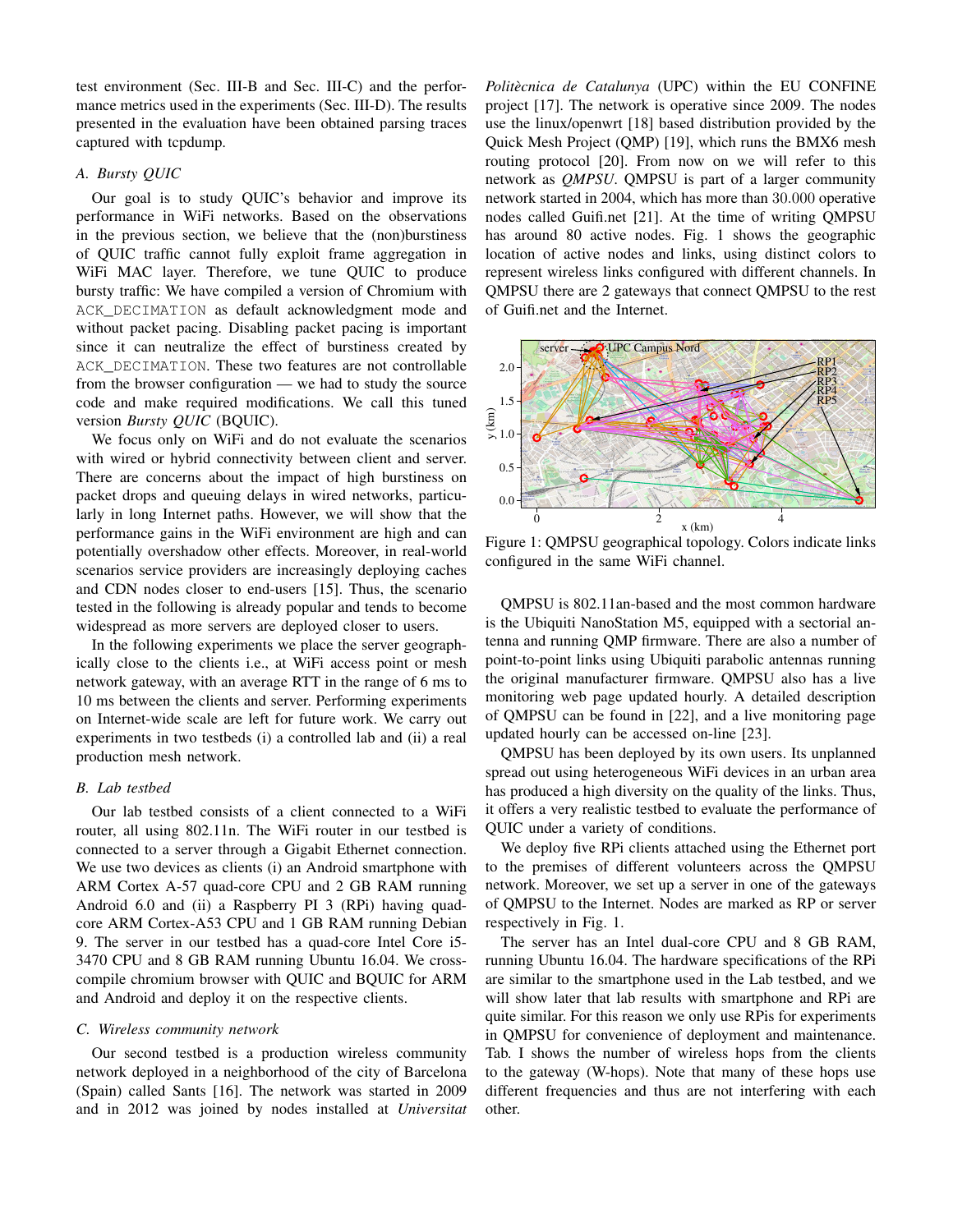test environment (Sec. III-B and Sec. III-C) and the performance metrics used in the experiments (Sec. III-D). The results presented in the evaluation have been obtained parsing traces captured with tcpdump.

### *A. Bursty QUIC*

Our goal is to study QUIC's behavior and improve its performance in WiFi networks. Based on the observations in the previous section, we believe that the (non)burstiness of QUIC traffic cannot fully exploit frame aggregation in WiFi MAC layer. Therefore, we tune QUIC to produce bursty traffic: We have compiled a version of Chromium with `ACK_DECIMATION` as default acknowledgment mode and without packet pacing. Disabling packet pacing is important since it can neutralize the effect of burstiness created by `ACK_DECIMATION`. These two features are not controllable from the browser configuration — we had to study the source code and make required modifications. We call this tuned version *Bursty QUIC* (BQUIC).

We focus only on WiFi and do not evaluate the scenarios with wired or hybrid connectivity between client and server. There are concerns about the impact of high burstiness on packet drops and queuing delays in wired networks, particularly in long Internet paths. However, we will show that the performance gains in the WiFi environment are high and can potentially overshadow other effects. Moreover, in real-world scenarios service providers are increasingly deploying caches and CDN nodes closer to end-users [15]. Thus, the scenario tested in the following is already popular and tends to become widespread as more servers are deployed closer to users.

In the following experiments we place the server geographically close to the clients i.e., at WiFi access point or mesh network gateway, with an average RTT in the range of 6 ms to 10 ms between the clients and server. Performing experiments on Internet-wide scale are left for future work. We carry out experiments in two testbeds (i) a controlled lab and (ii) a real production mesh network.

### *B. Lab testbed*

Our lab testbed consists of a client connected to a WiFi router, all using 802.11n. The WiFi router in our testbed is connected to a server through a Gigabit Ethernet connection. We use two devices as clients (i) an Android smartphone with ARM Cortex A-57 quad-core CPU and 2 GB RAM running Android 6.0 and (ii) a Raspberry PI 3 (RPi) having quad-core ARM Cortex-A53 CPU and 1 GB RAM running Debian 9. The server in our testbed has a quad-core Intel Core i5-3470 CPU and 8 GB RAM running Ubuntu 16.04. We cross-compile chromium browser with QUIC and BQUIC for ARM and Android and deploy it on the respective clients.

### *C. Wireless community network*

Our second testbed is a production wireless community network deployed in a neighborhood of the city of Barcelona (Spain) called Sants [16]. The network was started in 2009 and in 2012 was joined by nodes installed at *Politècnica de Catalunya* (UPC) within the EU CONFINE project [17]. The network is operative since 2009. The nodes use the linux/openwrt [18] based distribution provided by the Quick Mesh Project (QMP) [19], which runs the BMX6 mesh routing protocol [20]. From now on we will refer to this network as *QMPSU*. QMPSU is part of a larger community network started in 2004, which has more than 30.000 operative nodes called Guifi.net [21]. At the time of writing QMPSU has around 80 active nodes. Fig. 1 shows the geographic location of active nodes and links, using distinct colors to represent wireless links configured with different channels. In QMPSU there are 2 gateways that connect QMPSU to the rest of Guifi.net and the Internet.

Figure 1: QMPSU geographical topology. Colors indicate links configured in the same WiFi channel.

QMPSU is 802.11an-based and the most common hardware is the Ubiquiti NanoStation M5, equipped with a sectorial antenna and running QMP firmware. There are also a number of point-to-point links using Ubiquiti parabolic antennas running the original manufacturer firmware. QMPSU also has a live monitoring web page updated hourly. A detailed description of QMPSU can be found in [22], and a live monitoring page updated hourly can be accessed on-line [23].

QMPSU has been deployed by its own users. Its unplanned spread out using heterogeneous WiFi devices in an urban area has produced a high diversity on the quality of the links. Thus, it offers a very realistic testbed to evaluate the performance of QUIC under a variety of conditions.

We deploy five RPi clients attached using the Ethernet port to the premises of different volunteers across the QMPSU network. Moreover, we set up a server in one of the gateways of QMPSU to the Internet. Nodes are marked as RP or server respectively in Fig. 1.

The server has an Intel dual-core CPU and 8 GB RAM, running Ubuntu 16.04. The hardware specifications of the RPi are similar to the smartphone used in the Lab testbed, and we will show later that lab results with smartphone and RPi are quite similar. For this reason we only use RPis for experiments in QMPSU for convenience of deployment and maintenance. Tab. I shows the number of wireless hops from the clients to the gateway (W-hops). Note that many of these hops use different frequencies and thus are not interfering with each other.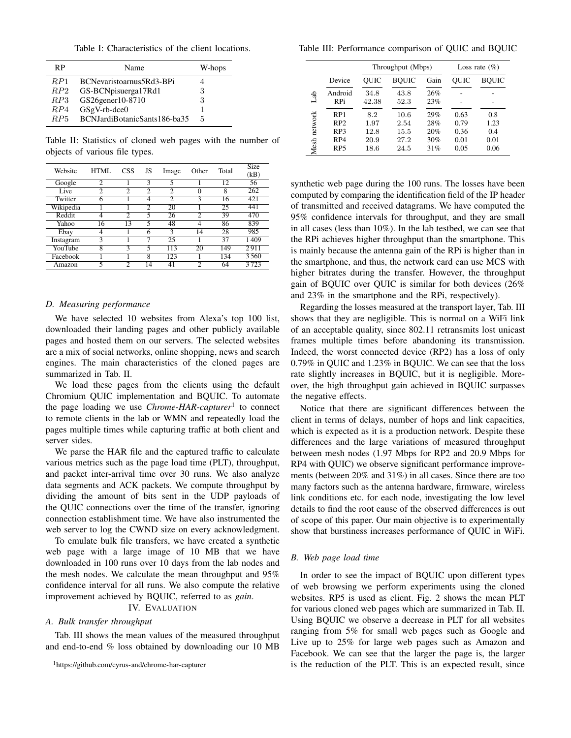Table I: Characteristics of the client locations.

| RP | Name | W-hops |
|---|---|---|
| $RP1$ | BCNevaristoarnus5Rd3-BPi | 4 |
| $RP2$ | GS-BCNpisuerga17Rd1 | 3 |
| $RP3$ | GS26gener10-8710 | 3 |
| $RP4$ | GSgV-rb-dce0 | 1 |
| $RP5$ | BCNJardiBotanicSants186-ba35 | 5 |

Table II: Statistics of cloned web pages with the number of objects of various file types.

| Website | HTML | CSS | JS | Image | Other | Total | Size (kB) |
|---|---|---|---|---|---|---|---|
| Google | 2 | 1 | 3 | 5 | 1 | 12 | 56 |
| Live | 2 | 2 | 2 | 2 | 0 | 8 | 262 |
| Twitter | 6 | 1 | 4 | 2 | 3 | 16 | 421 |
| Wikipedia | 1 | 1 | 2 | 20 | 1 | 25 | 441 |
| Reddit | 4 | 2 | 5 | 26 | 2 | 39 | 470 |
| Yahoo | 16 | 13 | 5 | 48 | 4 | 86 | 839 |
| Ebay | 4 | 1 | 6 | 3 | 14 | 28 | 985 |
| Instagram | 3 | 1 | 7 | 25 | 1 | 37 | 1 409 |
| YouTube | 8 | 3 | 5 | 113 | 20 | 149 | 2 911 |
| Facebook | 1 | 1 | 8 | 123 | 1 | 134 | 3 560 |
| Amazon | 5 | 2 | 14 | 41 | 2 | 64 | 3 723 |

### D. Measuring performance

We have selected 10 websites from Alexa's top 100 list, downloaded their landing pages and other publicly available pages and hosted them on our servers. The selected websites are a mix of social networks, online shopping, news and search engines. The main characteristics of the cloned pages are summarized in Tab. II.

We load these pages from the clients using the default Chromium QUIC implementation and BQUIC. To automate the page loading we use *Chrome-HAR-capturer*[1] to connect to remote clients in the lab or WMN and repeatedly load the pages multiple times while capturing traffic at both client and server sides.

We parse the HAR file and the captured traffic to calculate various metrics such as the page load time (PLT), throughput, and packet inter-arrival time over 30 runs. We also analyze data segments and ACK packets. We compute throughput by dividing the amount of bits sent in the UDP payloads of the QUIC connections over the time of the transfer, ignoring connection establishment time. We have also instrumented the web server to log the CWND size on every acknowledgment.

To emulate bulk file transfers, we have created a synthetic web page with a large image of 10 MB that we have downloaded in 100 runs over 10 days from the lab nodes and the mesh nodes. We calculate the mean throughput and 95% confidence interval for all runs. We also compute the relative improvement achieved by BQUIC, referred to as *gain*.

## IV. Evaluation

### A. Bulk transfer throughput

Tab. III shows the mean values of the measured throughput and end-to-end % loss obtained by downloading our 10 MB synthetic web page during the 100 runs. The losses have been computed by comparing the identification field of the IP header of transmitted and received datagrams. We have computed the 95% confidence intervals for throughput, and they are small in all cases (less than 10%). In the lab testbed, we can see that the RPi achieves higher throughput than the smartphone. This is mainly because the antenna gain of the RPi is higher than in the smartphone, and thus, the network card can use MCS with higher bitrates during the transfer. However, the throughput gain of BQUIC over QUIC is similar for both devices (26% and 23% in the smartphone and the RPi, respectively).

Table III: Performance comparison of QUIC and BQUIC

| | Device | Throughput (Mbps) | | | Loss rate (%) | |
|---|---|---|---|---|---|---|
| | | QUIC | BQUIC | Gain | QUIC | BQUIC |
| Lab | Android | 34.8 | 43.8 | 26% | - | - |
| Lab | RPi | 42.38 | 52.3 | 23% | - | - |
| Mesh network | RP1 | 8.2 | 10.6 | 29% | 0.63 | 0.8 |
| Mesh network | RP2 | 1.97 | 2.54 | 28% | 0.79 | 1.23 |
| Mesh network | RP3 | 12.8 | 15.5 | 20% | 0.36 | 0.4 |
| Mesh network | RP4 | 20.9 | 27.2 | 30% | 0.01 | 0.01 |
| Mesh network | RP5 | 18.6 | 24.5 | 31% | 0.05 | 0.06 |

Regarding the losses measured at the transport layer, Tab. III shows that they are negligible. This is normal on a WiFi link of an acceptable quality, since 802.11 retransmits lost unicast frames multiple times before abandoning its transmission. Indeed, the worst connected device (RP2) has a loss of only 0.79% in QUIC and 1.23% in BQUIC. We can see that the loss rate slightly increases in BQUIC, but it is negligible. Moreover, the high throughput gain achieved in BQUIC surpasses the negative effects.

Notice that there are significant differences between the client in terms of delays, number of hops and link capacities, which is expected as it is a production network. Despite these differences and the large variations of measured throughput between mesh nodes (1.97 Mbps for RP2 and 20.9 Mbps for RP4 with QUIC) we observe significant performance improvements (between 20% and 31%) in all cases. Since there are too many factors such as the antenna hardware, firmware, wireless link conditions etc. for each node, investigating the low level details to find the root cause of the observed differences is out of scope of this paper. Our main objective is to experimentally show that burstiness increases performance of QUIC in WiFi.

### B. Web page load time

In order to see the impact of BQUIC upon different types of web browsing we perform experiments using the cloned websites. RP5 is used as client. Fig. 2 shows the mean PLT for various cloned web pages which are summarized in Tab. II. Using BQUIC we observe a decrease in PLT for all websites ranging from 5% for small web pages such as Google and Live up to 25% for large web pages such as Amazon and Facebook. We can see that the larger the page is, the larger is the reduction of the PLT. This is an expected result, since

[1] https://github.com/cyrus-and/chrome-har-capturer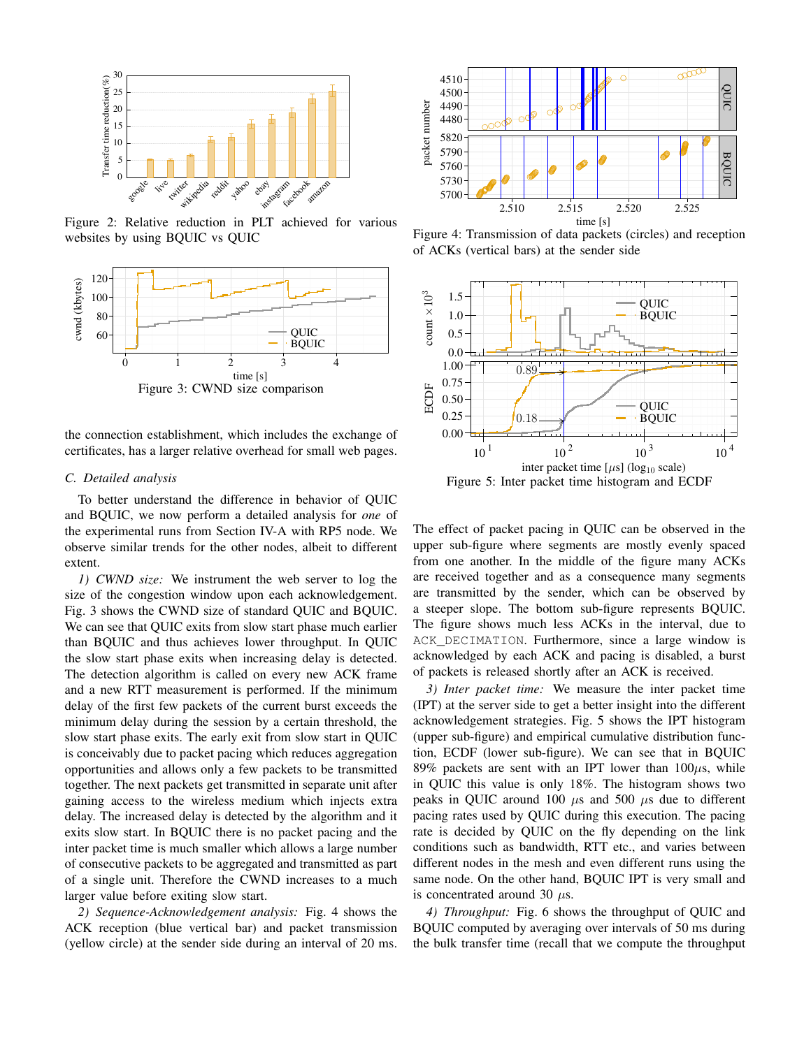Figure 2: Relative reduction in PLT achieved for various websites by using BQUIC vs QUIC

Figure 3: CWND size comparison

the connection establishment, which includes the exchange of certificates, has a larger relative overhead for small web pages.

### C. Detailed analysis

To better understand the difference in behavior of QUIC and BQUIC, we now perform a detailed analysis for *one* of the experimental runs from Section IV-A with RP5 node. We observe similar trends for the other nodes, albeit to different extent.

*1) CWND size:* We instrument the web server to log the size of the congestion window upon each acknowledgement. Fig. 3 shows the CWND size of standard QUIC and BQUIC. We can see that QUIC exits from slow start phase much earlier than BQUIC and thus achieves lower throughput. In QUIC the slow start phase exits when increasing delay is detected. The detection algorithm is called on every new ACK frame and a new RTT measurement is performed. If the minimum delay of the first few packets of the current burst exceeds the minimum delay during the session by a certain threshold, the slow start phase exits. The early exit from slow start in QUIC is conceivably due to packet pacing which reduces aggregation opportunities and allows only a few packets to be transmitted together. The next packets get transmitted in separate unit after gaining access to the wireless medium which injects extra delay. The increased delay is detected by the algorithm and it exits slow start. In BQUIC there is no packet pacing and the inter packet time is much smaller which allows a large number of consecutive packets to be aggregated and transmitted as part of a single unit. Therefore the CWND increases to a much larger value before exiting slow start.

*2) Sequence-Acknowledgement analysis:* Fig. 4 shows the ACK reception (blue vertical bar) and packet transmission (yellow circle) at the sender side during an interval of 20 ms.

Figure 4: Transmission of data packets (circles) and reception of ACKs (vertical bars) at the sender side

Figure 5: Inter packet time histogram and ECDF

The effect of packet pacing in QUIC can be observed in the upper sub-figure where segments are mostly evenly spaced from one another. In the middle of the figure many ACKs are received together and as a consequence many segments are transmitted by the sender, which can be observed by a steeper slope. The bottom sub-figure represents BQUIC. The figure shows much less ACKs in the interval, due to `ACK_DECIMATION`. Furthermore, since a large window is acknowledged by each ACK and pacing is disabled, a burst of packets is released shortly after an ACK is received.

*3) Inter packet time:* We measure the inter packet time (IPT) at the server side to get a better insight into the different acknowledgement strategies. Fig. 5 shows the IPT histogram (upper sub-figure) and empirical cumulative distribution function, ECDF (lower sub-figure). We can see that in BQUIC 89% packets are sent with an IPT lower than 100$\mu$s, while in QUIC this value is only 18%. The histogram shows two peaks in QUIC around 100 $\mu$s and 500 $\mu$s due to different pacing rates used by QUIC during this execution. The pacing rate is decided by QUIC on the fly depending on the link conditions such as bandwidth, RTT etc., and varies between different nodes in the mesh and even different runs using the same node. On the other hand, BQUIC IPT is very small and is concentrated around 30 $\mu$s.

*4) Throughput:* Fig. 6 shows the throughput of QUIC and BQUIC computed by averaging over intervals of 50 ms during the bulk transfer time (recall that we compute the throughput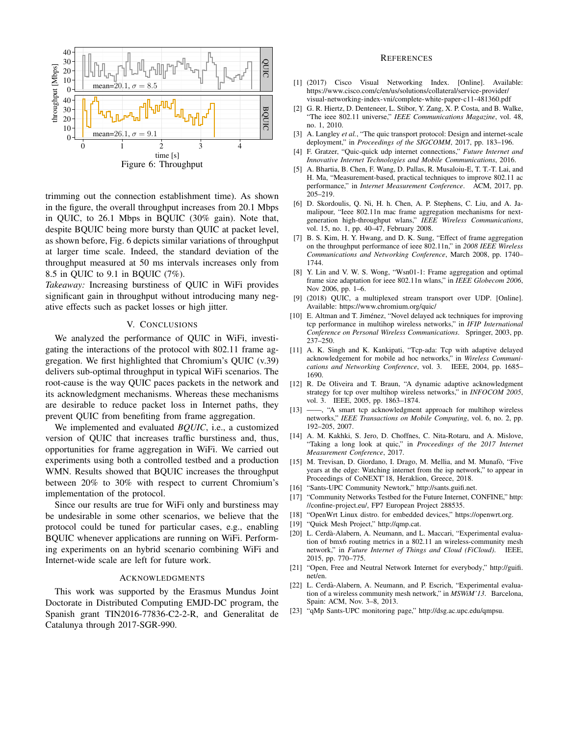40
30
20
10
0
mean=20.1, $\sigma = 8.5$
QUIC

40
30
20
10
0
mean=26.1, $\sigma = 9.1$
BQUIC

throughput [Mbps]

0 1 2 3 4
time [s]

Figure 6: Throughput

trimming out the connection establishment time). As shown in the figure, the overall throughput increases from 20.1 Mbps in QUIC, to 26.1 Mbps in BQUIC (30% gain). Note that, despite BQUIC being more bursty than QUIC at packet level, as shown before, Fig. 6 depicts similar variations of throughput at larger time scale. Indeed, the standard deviation of the throughput measured at 50 ms intervals increases only from 8.5 in QUIC to 9.1 in BQUIC (7%).

*Takeaway:* Increasing burstiness of QUIC in WiFi provides significant gain in throughput without introducing many negative effects such as packet losses or high jitter.

## V. Conclusions

We analyzed the performance of QUIC in WiFi, investigating the interactions of the protocol with 802.11 frame aggregation. We first highlighted that Chromium's QUIC (v.39) delivers sub-optimal throughput in typical WiFi scenarios. The root-cause is the way QUIC paces packets in the network and its acknowledgment mechanisms. Whereas these mechanisms are desirable to reduce packet loss in Internet paths, they prevent QUIC from benefiting from frame aggregation.

We implemented and evaluated *BQUIC*, i.e., a customized version of QUIC that increases traffic burstiness and, thus, opportunities for frame aggregation in WiFi. We carried out experiments using both a controlled testbed and a production WMN. Results showed that BQUIC increases the throughput between 20% to 30% with respect to current Chromium's implementation of the protocol.

Since our results are true for WiFi only and burstiness may be undesirable in some other scenarios, we believe that the protocol could be tuned for particular cases, e.g., enabling BQUIC whenever applications are running on WiFi. Performing experiments on an hybrid scenario combining WiFi and Internet-wide scale are left for future work.

## Acknowledgments

This work was supported by the Erasmus Mundus Joint Doctorate in Distributed Computing EMJD-DC program, the Spanish grant TIN2016-77836-C2-2-R, and Generalitat de Catalunya through 2017-SGR-990.

## References

[1] (2017) Cisco Visual Networking Index. [Online]. Available: https://www.cisco.com/c/en/us/solutions/collateral/service-provider/visual-networking-index-vni/complete-white-paper-c11-481360.pdf

[2] G. R. Hiertz, D. Denteneer, L. Stibor, Y. Zang, X. P. Costa, and B. Walke, "The ieee 802.11 universe," *IEEE Communications Magazine*, vol. 48, no. 1, 2010.

[3] A. Langley *et al.*, "The quic transport protocol: Design and internet-scale deployment," in *Proceedings of the SIGCOMM*, 2017, pp. 183–196.

[4] F. Gratzer, "Quic-quick udp internet connections," *Future Internet and Innovative Internet Technologies and Mobile Communications*, 2016.

[5] A. Bhartia, B. Chen, F. Wang, D. Pallas, R. Musaloiu-E, T. T.-T. Lai, and H. Ma, "Measurement-based, practical techniques to improve 802.11 ac performance," in *Internet Measurement Conference*. ACM, 2017, pp. 205–219.

[6] D. Skordoulis, Q. Ni, H. h. Chen, A. P. Stephens, C. Liu, and A. Jamalipour, "Ieee 802.11n mac frame aggregation mechanisms for next-generation high-throughput wlans," *IEEE Wireless Communications*, vol. 15, no. 1, pp. 40–47, February 2008.

[7] B. S. Kim, H. Y. Hwang, and D. K. Sung, "Effect of frame aggregation on the throughput performance of ieee 802.11n," in *2008 IEEE Wireless Communications and Networking Conference*, March 2008, pp. 1740–1744.

[8] Y. Lin and V. W. S. Wong, "Wsn01-1: Frame aggregation and optimal frame size adaptation for ieee 802.11n wlans," in *IEEE Globecom 2006*, Nov 2006, pp. 1–6.

[9] (2018) QUIC, a multiplexed stream transport over UDP. [Online]. Available: https://www.chromium.org/quic/

[10] E. Altman and T. Jiménez, "Novel delayed ack techniques for improving tcp performance in multihop wireless networks," in *IFIP International Conference on Personal Wireless Communications*. Springer, 2003, pp. 237–250.

[11] A. K. Singh and K. Kankipati, "Tcp-ada: Tcp with adaptive delayed acknowledgement for mobile ad hoc networks," in *Wireless Communications and Networking Conference*, vol. 3. IEEE, 2004, pp. 1685–1690.

[12] R. De Oliveira and T. Braun, "A dynamic adaptive acknowledgment strategy for tcp over multihop wireless networks," in *INFOCOM 2005*, vol. 3. IEEE, 2005, pp. 1863–1874.

[13] ——, "A smart tcp acknowledgment approach for multihop wireless networks," *IEEE Transactions on Mobile Computing*, vol. 6, no. 2, pp. 192–205, 2007.

[14] A. M. Kakhki, S. Jero, D. Choffnes, C. Nita-Rotaru, and A. Mislove, "Taking a long look at quic," in *Proceedings of the 2017 Internet Measurement Conference*, 2017.

[15] M. Trevisan, D. Giordano, I. Drago, M. Mellia, and M. Munafò, "Five years at the edge: Watching internet from the isp network," to appear in Proceedings of CoNEXT'18, Heraklion, Greece, 2018.

[16] "Sants-UPC Community Newtork," http://sants.guifi.net.

[17] "Community Networks Testbed for the Future Internet, CONFINE," http://confine-project.eu/, FP7 European Project 288535.

[18] "OpenWrt Linux distro. for embedded devices," https://openwrt.org.

[19] "Quick Mesh Project," http://qmp.cat.

[20] L. Cerdà-Alabern, A. Neumann, and L. Maccari, "Experimental evaluation of bmx6 routing metrics in a 802.11 an wireless-community mesh network," in *Future Internet of Things and Cloud (FiCloud)*. IEEE, 2015, pp. 770–775.

[21] "Open, Free and Neutral Network Internet for everybody," http://guifi.net/en.

[22] L. Cerdà-Alabern, A. Neumann, and P. Escrich, "Experimental evaluation of a wireless community mesh network," in *MSWiM'13*. Barcelona, Spain: ACM, Nov. 3–8, 2013.

[23] "qMp Sants-UPC monitoring page," http://dsg.ac.upc.edu/qmpsu.